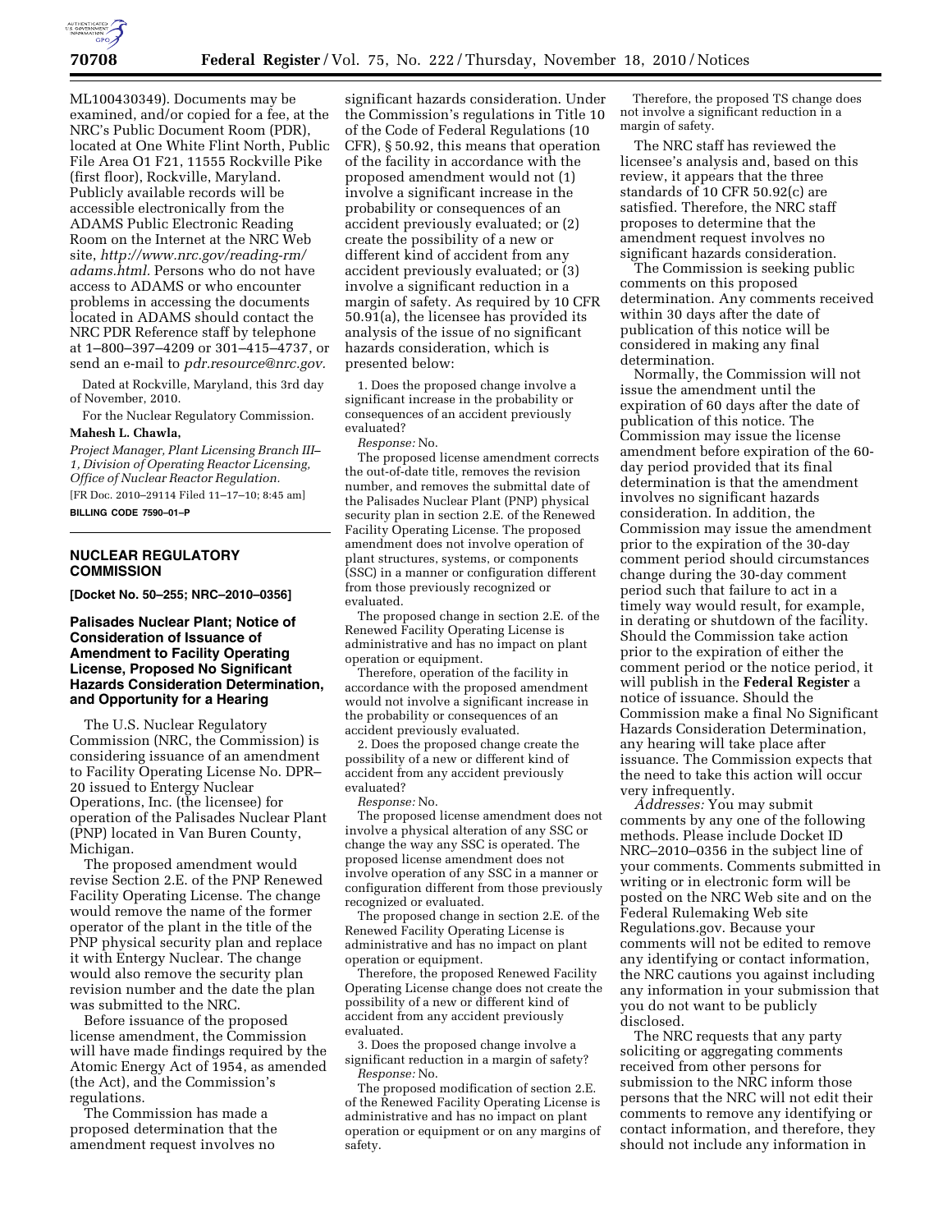ML100430349). Documents may be examined, and/or copied for a fee, at the NRC's Public Document Room (PDR), located at One White Flint North, Public File Area O1 F21, 11555 Rockville Pike (first floor), Rockville, Maryland. Publicly available records will be accessible electronically from the ADAMS Public Electronic Reading Room on the Internet at the NRC Web site, *http://www.nrc.gov/reading-rm/adams.html.* Persons who do not have access to ADAMS or who encounter problems in accessing the documents located in ADAMS should contact the NRC PDR Reference staff by telephone at 1–800–397–4209 or 301–415–4737, or send an e-mail to *pdr.resource@nrc.gov.*

Dated at Rockville, Maryland, this 3rd day of November, 2010.

For the Nuclear Regulatory Commission.

**Mahesh L. Chawla,**

*Project Manager, Plant Licensing Branch III–1, Division of Operating Reactor Licensing, Office of Nuclear Reactor Regulation.*

[FR Doc. 2010–29114 Filed 11–17–10; 8:45 am]

**BILLING CODE 7590–01–P**

## NUCLEAR REGULATORY COMMISSION

**[Docket No. 50–255; NRC–2010–0356]**

### Palisades Nuclear Plant; Notice of Consideration of Issuance of Amendment to Facility Operating License, Proposed No Significant Hazards Consideration Determination, and Opportunity for a Hearing

The U.S. Nuclear Regulatory Commission (NRC, the Commission) is considering issuance of an amendment to Facility Operating License No. DPR–20 issued to Entergy Nuclear Operations, Inc. (the licensee) for operation of the Palisades Nuclear Plant (PNP) located in Van Buren County, Michigan.

The proposed amendment would revise Section 2.E. of the PNP Renewed Facility Operating License. The change would remove the name of the former operator of the plant in the title of the PNP physical security plan and replace it with Entergy Nuclear. The change would also remove the security plan revision number and the date the plan was submitted to the NRC.

Before issuance of the proposed license amendment, the Commission will have made findings required by the Atomic Energy Act of 1954, as amended (the Act), and the Commission's regulations.

The Commission has made a proposed determination that the amendment request involves no significant hazards consideration. Under the Commission's regulations in Title 10 of the Code of Federal Regulations (10 CFR), § 50.92, this means that operation of the facility in accordance with the proposed amendment would not (1) involve a significant increase in the probability or consequences of an accident previously evaluated; or (2) create the possibility of a new or different kind of accident from any accident previously evaluated; or (3) involve a significant reduction in a margin of safety. As required by 10 CFR 50.91(a), the licensee has provided its analysis of the issue of no significant hazards consideration, which is presented below:

1. Does the proposed change involve a significant increase in the probability or consequences of an accident previously evaluated?

*Response:* No.

The proposed license amendment corrects the out-of-date title, removes the revision number, and removes the submittal date of the Palisades Nuclear Plant (PNP) physical security plan in section 2.E. of the Renewed Facility Operating License. The proposed amendment does not involve operation of plant structures, systems, or components (SSC) in a manner or configuration different from those previously recognized or evaluated.

The proposed change in section 2.E. of the Renewed Facility Operating License is administrative and has no impact on plant operation or equipment.

Therefore, operation of the facility in accordance with the proposed amendment would not involve a significant increase in the probability or consequences of an accident previously evaluated.

2. Does the proposed change create the possibility of a new or different kind of accident from any accident previously evaluated?

*Response:* No.

The proposed license amendment does not involve a physical alteration of any SSC or change the way any SSC is operated. The proposed license amendment does not involve operation of any SSC in a manner or configuration different from those previously recognized or evaluated.

The proposed change in section 2.E. of the Renewed Facility Operating License is administrative and has no impact on plant operation or equipment.

Therefore, the proposed Renewed Facility Operating License change does not create the possibility of a new or different kind of accident from any accident previously evaluated.

3. Does the proposed change involve a significant reduction in a margin of safety?

*Response:* No.

The proposed modification of section 2.E. of the Renewed Facility Operating License is administrative and has no impact on plant operation or equipment or on any margins of safety.

Therefore, the proposed TS change does not involve a significant reduction in a margin of safety.

The NRC staff has reviewed the licensee's analysis and, based on this review, it appears that the three standards of 10 CFR 50.92(c) are satisfied. Therefore, the NRC staff proposes to determine that the amendment request involves no significant hazards consideration.

The Commission is seeking public comments on this proposed determination. Any comments received within 30 days after the date of publication of this notice will be considered in making any final determination.

Normally, the Commission will not issue the amendment until the expiration of 60 days after the date of publication of this notice. The Commission may issue the license amendment before expiration of the 60-day period provided that its final determination is that the amendment involves no significant hazards consideration. In addition, the Commission may issue the amendment prior to the expiration of the 30-day comment period should circumstances change during the 30-day comment period such that failure to act in a timely way would result, for example, in derating or shutdown of the facility. Should the Commission take action prior to the expiration of either the comment period or the notice period, it will publish in the **Federal Register** a notice of issuance. Should the Commission make a final No Significant Hazards Consideration Determination, any hearing will take place after issuance. The Commission expects that the need to take this action will occur very infrequently.

*Addresses:* You may submit comments by any one of the following methods. Please include Docket ID NRC–2010–0356 in the subject line of your comments. Comments submitted in writing or in electronic form will be posted on the NRC Web site and on the Federal Rulemaking Web site Regulations.gov. Because your comments will not be edited to remove any identifying or contact information, the NRC cautions you against including any information in your submission that you do not want to be publicly disclosed.

The NRC requests that any party soliciting or aggregating comments received from other persons for submission to the NRC inform those persons that the NRC will not edit their comments to remove any identifying or contact information, and therefore, they should not include any information in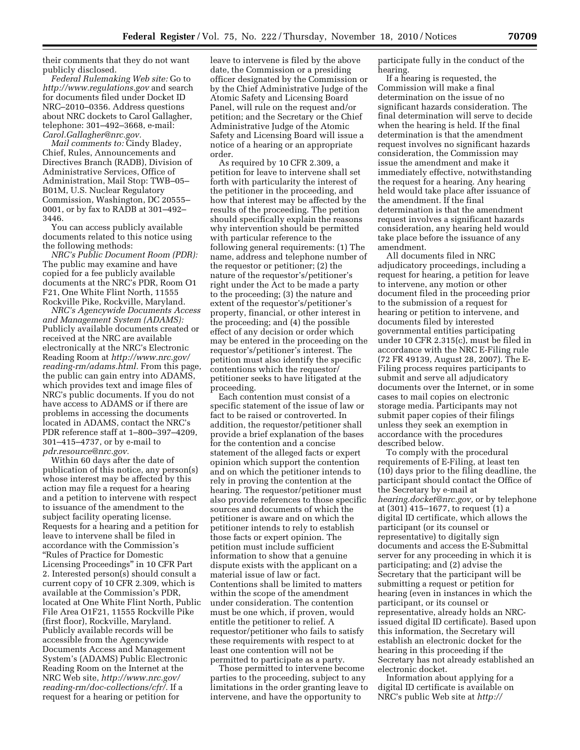their comments that they do not want publicly disclosed.

*Federal Rulemaking Web site:* Go to *http://www.regulations.gov* and search for documents filed under Docket ID NRC–2010–0356. Address questions about NRC dockets to Carol Gallagher, telephone: 301–492–3668, e-mail: *Carol.Gallagher@nrc.gov.*

*Mail comments to:* Cindy Bladey, Chief, Rules, Announcements and Directives Branch (RADB), Division of Administrative Services, Office of Administration, Mail Stop: TWB–05–B01M, U.S. Nuclear Regulatory Commission, Washington, DC 20555–0001, or by fax to RADB at 301–492–3446.

You can access publicly available documents related to this notice using the following methods:

*NRC's Public Document Room (PDR):* The public may examine and have copied for a fee publicly available documents at the NRC's PDR, Room O1 F21, One White Flint North, 11555 Rockville Pike, Rockville, Maryland.

*NRC's Agencywide Documents Access and Management System (ADAMS):* Publicly available documents created or received at the NRC are available electronically at the NRC's Electronic Reading Room at *http://www.nrc.gov/reading-rm/adams.html.* From this page, the public can gain entry into ADAMS, which provides text and image files of NRC's public documents. If you do not have access to ADAMS or if there are problems in accessing the documents located in ADAMS, contact the NRC's PDR reference staff at 1–800–397–4209, 301–415–4737, or by e-mail to *pdr.resource@nrc.gov.*

Within 60 days after the date of publication of this notice, any person(s) whose interest may be affected by this action may file a request for a hearing and a petition to intervene with respect to issuance of the amendment to the subject facility operating license. Requests for a hearing and a petition for leave to intervene shall be filed in accordance with the Commission's "Rules of Practice for Domestic Licensing Proceedings" in 10 CFR Part 2. Interested person(s) should consult a current copy of 10 CFR 2.309, which is available at the Commission's PDR, located at One White Flint North, Public File Area O1F21, 11555 Rockville Pike (first floor), Rockville, Maryland. Publicly available records will be accessible from the Agencywide Documents Access and Management System's (ADAMS) Public Electronic Reading Room on the Internet at the NRC Web site, *http://www.nrc.gov/reading-rm/doc-collections/cfr/.* If a request for a hearing or petition for leave to intervene is filed by the above date, the Commission or a presiding officer designated by the Commission or by the Chief Administrative Judge of the Atomic Safety and Licensing Board Panel, will rule on the request and/or petition; and the Secretary or the Chief Administrative Judge of the Atomic Safety and Licensing Board will issue a notice of a hearing or an appropriate order.

As required by 10 CFR 2.309, a petition for leave to intervene shall set forth with particularity the interest of the petitioner in the proceeding, and how that interest may be affected by the results of the proceeding. The petition should specifically explain the reasons why intervention should be permitted with particular reference to the following general requirements: (1) The name, address and telephone number of the requestor or petitioner; (2) the nature of the requestor's/petitioner's right under the Act to be made a party to the proceeding; (3) the nature and extent of the requestor's/petitioner's property, financial, or other interest in the proceeding; and (4) the possible effect of any decision or order which may be entered in the proceeding on the requestor's/petitioner's interest. The petition must also identify the specific contentions which the requestor/petitioner seeks to have litigated at the proceeding.

Each contention must consist of a specific statement of the issue of law or fact to be raised or controverted. In addition, the requestor/petitioner shall provide a brief explanation of the bases for the contention and a concise statement of the alleged facts or expert opinion which support the contention and on which the petitioner intends to rely in proving the contention at the hearing. The requestor/petitioner must also provide references to those specific sources and documents of which the petitioner is aware and on which the petitioner intends to rely to establish those facts or expert opinion. The petition must include sufficient information to show that a genuine dispute exists with the applicant on a material issue of law or fact. Contentions shall be limited to matters within the scope of the amendment under consideration. The contention must be one which, if proven, would entitle the petitioner to relief. A requestor/petitioner who fails to satisfy these requirements with respect to at least one contention will not be permitted to participate as a party.

Those permitted to intervene become parties to the proceeding, subject to any limitations in the order granting leave to intervene, and have the opportunity to participate fully in the conduct of the hearing.

If a hearing is requested, the Commission will make a final determination on the issue of no significant hazards consideration. The final determination will serve to decide when the hearing is held. If the final determination is that the amendment request involves no significant hazards consideration, the Commission may issue the amendment and make it immediately effective, notwithstanding the request for a hearing. Any hearing held would take place after issuance of the amendment. If the final determination is that the amendment request involves a significant hazards consideration, any hearing held would take place before the issuance of any amendment.

All documents filed in NRC adjudicatory proceedings, including a request for hearing, a petition for leave to intervene, any motion or other document filed in the proceeding prior to the submission of a request for hearing or petition to intervene, and documents filed by interested governmental entities participating under 10 CFR 2.315(c), must be filed in accordance with the NRC E-Filing rule (72 FR 49139, August 28, 2007). The E-Filing process requires participants to submit and serve all adjudicatory documents over the Internet, or in some cases to mail copies on electronic storage media. Participants may not submit paper copies of their filings unless they seek an exemption in accordance with the procedures described below.

To comply with the procedural requirements of E-Filing, at least ten (10) days prior to the filing deadline, the participant should contact the Office of the Secretary by e-mail at *hearing.docket@nrc.gov,* or by telephone at (301) 415–1677, to request (1) a digital ID certificate, which allows the participant (or its counsel or representative) to digitally sign documents and access the E-Submittal server for any proceeding in which it is participating; and (2) advise the Secretary that the participant will be submitting a request or petition for hearing (even in instances in which the participant, or its counsel or representative, already holds an NRC-issued digital ID certificate). Based upon this information, the Secretary will establish an electronic docket for the hearing in this proceeding if the Secretary has not already established an electronic docket.

Information about applying for a digital ID certificate is available on NRC's public Web site at *http://*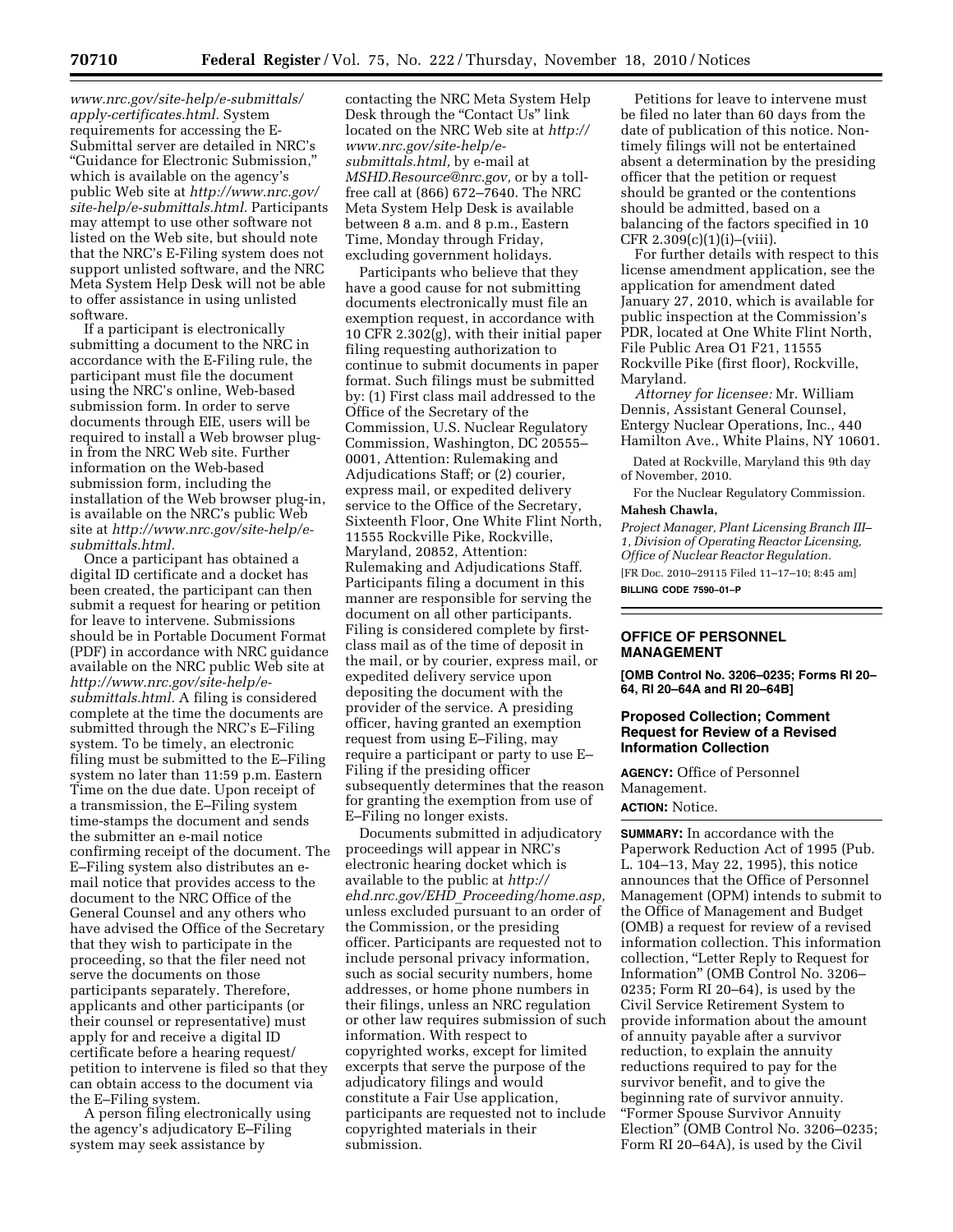*www.nrc.gov/site-help/e-submittals/apply-certificates.html.* System requirements for accessing the E-Submittal server are detailed in NRC's "Guidance for Electronic Submission," which is available on the agency's public Web site at *http://www.nrc.gov/site-help/e-submittals.html.* Participants may attempt to use other software not listed on the Web site, but should note that the NRC's E-Filing system does not support unlisted software, and the NRC Meta System Help Desk will not be able to offer assistance in using unlisted software.

If a participant is electronically submitting a document to the NRC in accordance with the E-Filing rule, the participant must file the document using the NRC's online, Web-based submission form. In order to serve documents through EIE, users will be required to install a Web browser plug-in from the NRC Web site. Further information on the Web-based submission form, including the installation of the Web browser plug-in, is available on the NRC's public Web site at *http://www.nrc.gov/site-help/e-submittals.html.*

Once a participant has obtained a digital ID certificate and a docket has been created, the participant can then submit a request for hearing or petition for leave to intervene. Submissions should be in Portable Document Format (PDF) in accordance with NRC guidance available on the NRC public Web site at *http://www.nrc.gov/site-help/e-submittals.html.* A filing is considered complete at the time the documents are submitted through the NRC's E–Filing system. To be timely, an electronic filing must be submitted to the E–Filing system no later than 11:59 p.m. Eastern Time on the due date. Upon receipt of a transmission, the E–Filing system time-stamps the document and sends the submitter an e-mail notice confirming receipt of the document. The E–Filing system also distributes an e-mail notice that provides access to the document to the NRC Office of the General Counsel and any others who have advised the Office of the Secretary that they wish to participate in the proceeding, so that the filer need not serve the documents on those participants separately. Therefore, applicants and other participants (or their counsel or representative) must apply for and receive a digital ID certificate before a hearing request/petition to intervene is filed so that they can obtain access to the document via the E–Filing system.

A person filing electronically using the agency's adjudicatory E–Filing system may seek assistance by contacting the NRC Meta System Help Desk through the "Contact Us" link located on the NRC Web site at *http://www.nrc.gov/site-help/e-submittals.html,* by e-mail at *MSHD.Resource@nrc.gov,* or by a toll-free call at (866) 672–7640. The NRC Meta System Help Desk is available between 8 a.m. and 8 p.m., Eastern Time, Monday through Friday, excluding government holidays.

Participants who believe that they have a good cause for not submitting documents electronically must file an exemption request, in accordance with 10 CFR 2.302(g), with their initial paper filing requesting authorization to continue to submit documents in paper format. Such filings must be submitted by: (1) First class mail addressed to the Office of the Secretary of the Commission, U.S. Nuclear Regulatory Commission, Washington, DC 20555–0001, Attention: Rulemaking and Adjudications Staff; or (2) courier, express mail, or expedited delivery service to the Office of the Secretary, Sixteenth Floor, One White Flint North, 11555 Rockville Pike, Rockville, Maryland, 20852, Attention: Rulemaking and Adjudications Staff. Participants filing a document in this manner are responsible for serving the document on all other participants. Filing is considered complete by first-class mail as of the time of deposit in the mail, or by courier, express mail, or expedited delivery service upon depositing the document with the provider of the service. A presiding officer, having granted an exemption request from using E–Filing, may require a participant or party to use E–Filing if the presiding officer subsequently determines that the reason for granting the exemption from use of E–Filing no longer exists.

Documents submitted in adjudicatory proceedings will appear in NRC's electronic hearing docket which is available to the public at *http://ehd.nrc.gov/EHD_Proceeding/home.asp,* unless excluded pursuant to an order of the Commission, or the presiding officer. Participants are requested not to include personal privacy information, such as social security numbers, home addresses, or home phone numbers in their filings, unless an NRC regulation or other law requires submission of such information. With respect to copyrighted works, except for limited excerpts that serve the purpose of the adjudicatory filings and would constitute a Fair Use application, participants are requested not to include copyrighted materials in their submission.

Petitions for leave to intervene must be filed no later than 60 days from the date of publication of this notice. Non-timely filings will not be entertained absent a determination by the presiding officer that the petition or request should be granted or the contentions should be admitted, based on a balancing of the factors specified in 10 CFR 2.309(c)(1)(i)–(viii).

For further details with respect to this license amendment application, see the application for amendment dated January 27, 2010, which is available for public inspection at the Commission's PDR, located at One White Flint North, File Public Area O1 F21, 11555 Rockville Pike (first floor), Rockville, Maryland.

*Attorney for licensee:* Mr. William Dennis, Assistant General Counsel, Entergy Nuclear Operations, Inc., 440 Hamilton Ave., White Plains, NY 10601.

Dated at Rockville, Maryland this 9th day of November, 2010.

For the Nuclear Regulatory Commission.

**Mahesh Chawla,**

*Project Manager, Plant Licensing Branch III–1, Division of Operating Reactor Licensing, Office of Nuclear Reactor Regulation.*

[FR Doc. 2010–29115 Filed 11–17–10; 8:45 am]

**BILLING CODE 7590–01–P**

## OFFICE OF PERSONNEL MANAGEMENT

**[OMB Control No. 3206–0235; Forms RI 20–64, RI 20–64A and RI 20–64B]**

### Proposed Collection; Comment Request for Review of a Revised Information Collection

**AGENCY:** Office of Personnel Management.

**ACTION:** Notice.

**SUMMARY:** In accordance with the Paperwork Reduction Act of 1995 (Pub. L. 104–13, May 22, 1995), this notice announces that the Office of Personnel Management (OPM) intends to submit to the Office of Management and Budget (OMB) a request for review of a revised information collection. This information collection, "Letter Reply to Request for Information" (OMB Control No. 3206–0235; Form RI 20–64), is used by the Civil Service Retirement System to provide information about the amount of annuity payable after a survivor reduction, to explain the annuity reductions required to pay for the survivor benefit, and to give the beginning rate of survivor annuity. "Former Spouse Survivor Annuity Election" (OMB Control No. 3206–0235; Form RI 20–64A), is used by the Civil